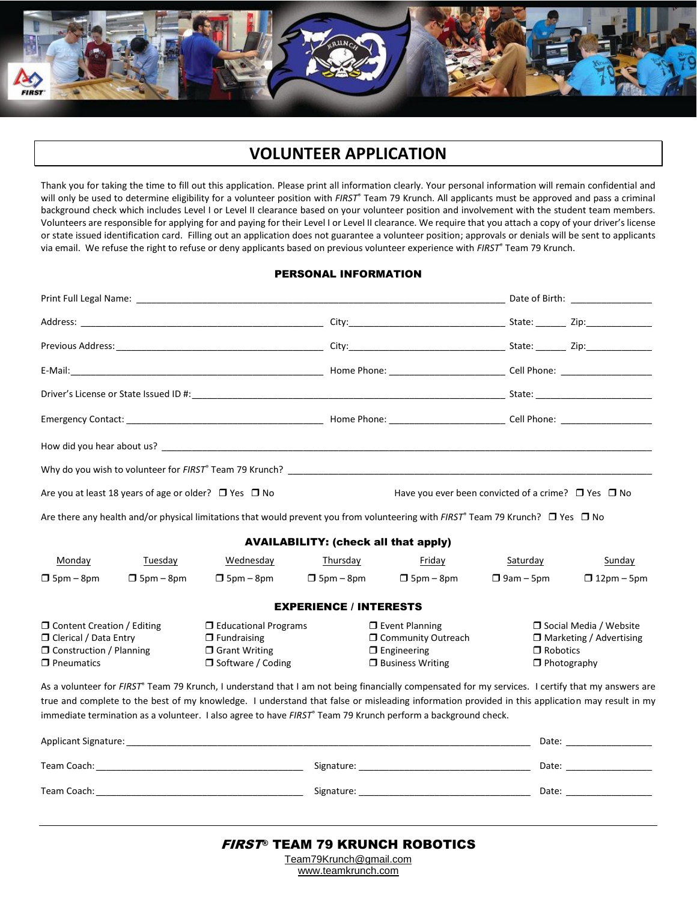# VOLUNTEER APPLICATION

Thank you for taking the time to fill out this application. Please print all information clearly. Your personal information will remain confidential and will only be used to determine eligibility for a volunteer position with *FIRST*® Team 79 Krunch. All applicants must be approved and pass a criminal background check which includes Level I or Level II clearance based on your volunteer position and involvement with the student team members. Volunteers are responsible for applying for and paying for their Level I or Level II clearance. We require that you attach a copy of your driver's license or state issued identification card. Filling out an application does not guarantee a volunteer position; approvals or denials will be sent to applicants via email. We refuse the right to refuse or deny applicants based on previous volunteer experience with *FIRST*® Team 79 Krunch.

## PERSONAL INFORMATION

Print Full Legal Name: ______________________________ Date of Birth: ______________

Address: ______________________________ City: ______________ State: ______ Zip: __________

Previous Address: ______________________________ City: ______________ State: ______ Zip: __________

E-Mail: ______________________________ Home Phone: ______________ Cell Phone: ______________

Driver's License or State Issued ID #: ______________________________ State: ______________

Emergency Contact: ______________________________ Home Phone: ______________ Cell Phone: ______________

How did you hear about us? ______________________________

Why do you wish to volunteer for *FIRST*® Team 79 Krunch? ______________________________

Are you at least 18 years of age or older? ❒ Yes ❒ No

Have you ever been convicted of a crime? ❒ Yes ❒ No

Are there any health and/or physical limitations that would prevent you from volunteering with *FIRST*® Team 79 Krunch? ❒ Yes ❒ No

## AVAILABILITY: (check all that apply)

| Monday | Tuesday | Wednesday | Thursday | Friday | Saturday | Sunday |
|---|---|---|---|---|---|---|
| ❒ 5pm – 8pm | ❒ 5pm – 8pm | ❒ 5pm – 8pm | ❒ 5pm – 8pm | ❒ 5pm – 8pm | ❒ 9am – 5pm | ❒ 12pm – 5pm |

## EXPERIENCE / INTERESTS

- ❒ Content Creation / Editing
- ❒ Clerical / Data Entry
- ❒ Construction / Planning
- ❒ Pneumatics
- ❒ Educational Programs
- ❒ Fundraising
- ❒ Grant Writing
- ❒ Software / Coding
- ❒ Event Planning
- ❒ Community Outreach
- ❒ Engineering
- ❒ Business Writing
- ❒ Social Media / Website
- ❒ Marketing / Advertising
- ❒ Robotics
- ❒ Photography

As a volunteer for *FIRST*® Team 79 Krunch, I understand that I am not being financially compensated for my services. I certify that my answers are true and complete to the best of my knowledge. I understand that false or misleading information provided in this application may result in my immediate termination as a volunteer. I also agree to have *FIRST*® Team 79 Krunch perform a background check.

Applicant Signature: ______________________________ Date: ______________

Team Coach: ______________________________ Signature: ______________________________ Date: ______________

Team Coach: ______________________________ Signature: ______________________________ Date: ______________

---

**_FIRST_® TEAM 79 KRUNCH ROBOTICS**

Team79Krunch@gmail.com

www.teamkrunch.com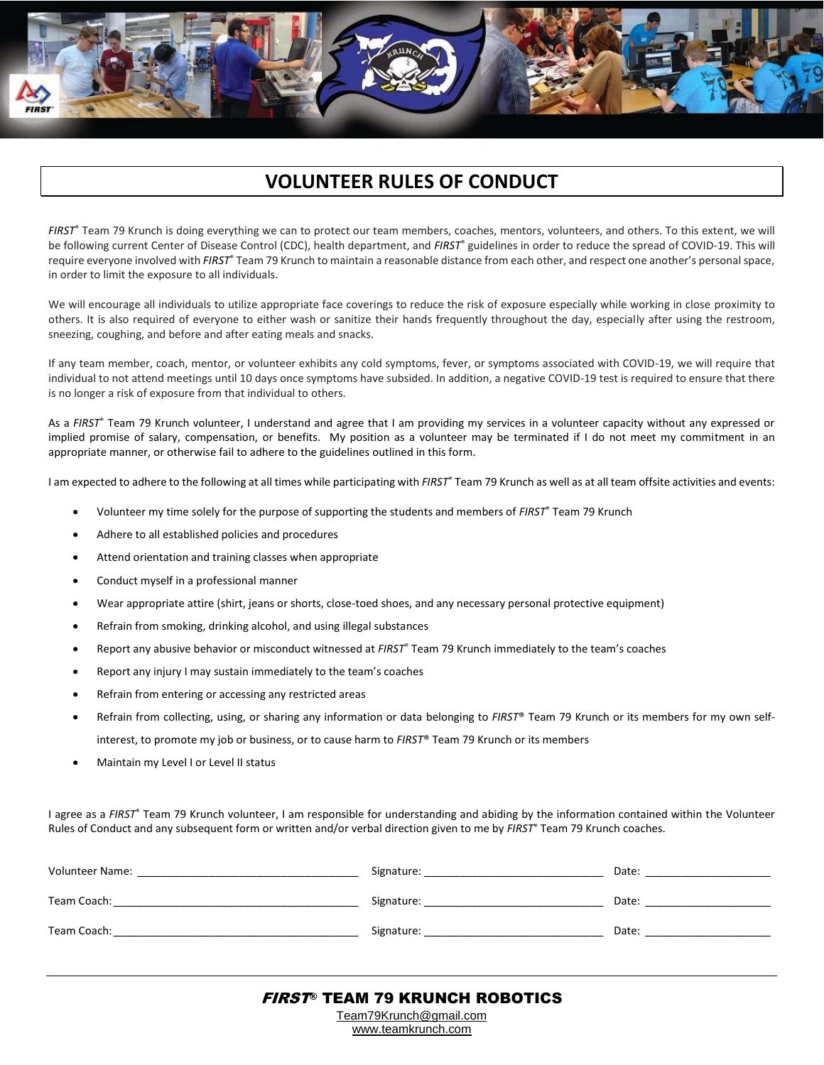# VOLUNTEER RULES OF CONDUCT

*FIRST*® Team 79 Krunch is doing everything we can to protect our team members, coaches, mentors, volunteers, and others. To this extent, we will be following current Center of Disease Control (CDC), health department, and *FIRST*® guidelines in order to reduce the spread of COVID-19. This will require everyone involved with *FIRST*® Team 79 Krunch to maintain a reasonable distance from each other, and respect one another's personal space, in order to limit the exposure to all individuals.

We will encourage all individuals to utilize appropriate face coverings to reduce the risk of exposure especially while working in close proximity to others. It is also required of everyone to either wash or sanitize their hands frequently throughout the day, especially after using the restroom, sneezing, coughing, and before and after eating meals and snacks.

If any team member, coach, mentor, or volunteer exhibits any cold symptoms, fever, or symptoms associated with COVID-19, we will require that individual to not attend meetings until 10 days once symptoms have subsided. In addition, a negative COVID-19 test is required to ensure that there is no longer a risk of exposure from that individual to others.

As a *FIRST*® Team 79 Krunch volunteer, I understand and agree that I am providing my services in a volunteer capacity without any expressed or implied promise of salary, compensation, or benefits. My position as a volunteer may be terminated if I do not meet my commitment in an appropriate manner, or otherwise fail to adhere to the guidelines outlined in this form.

I am expected to adhere to the following at all times while participating with *FIRST*® Team 79 Krunch as well as at all team offsite activities and events:

- Volunteer my time solely for the purpose of supporting the students and members of *FIRST*® Team 79 Krunch
- Adhere to all established policies and procedures
- Attend orientation and training classes when appropriate
- Conduct myself in a professional manner
- Wear appropriate attire (shirt, jeans or shorts, close-toed shoes, and any necessary personal protective equipment)
- Refrain from smoking, drinking alcohol, and using illegal substances
- Report any abusive behavior or misconduct witnessed at *FIRST*® Team 79 Krunch immediately to the team's coaches
- Report any injury I may sustain immediately to the team's coaches
- Refrain from entering or accessing any restricted areas
- Refrain from collecting, using, or sharing any information or data belonging to *FIRST*® Team 79 Krunch or its members for my own self-interest, to promote my job or business, or to cause harm to *FIRST*® Team 79 Krunch or its members
- Maintain my Level I or Level II status

I agree as a *FIRST*® Team 79 Krunch volunteer, I am responsible for understanding and abiding by the information contained within the Volunteer Rules of Conduct and any subsequent form or written and/or verbal direction given to me by *FIRST*® Team 79 Krunch coaches.

Volunteer Name: ________________________ Signature: ____________________ Date: ______________

Team Coach: ___________________________ Signature: ____________________ Date: ______________

Team Coach: ___________________________ Signature: ____________________ Date: ______________

**_FIRST_® TEAM 79 KRUNCH ROBOTICS**

Team79Krunch@gmail.com
www.teamkrunch.com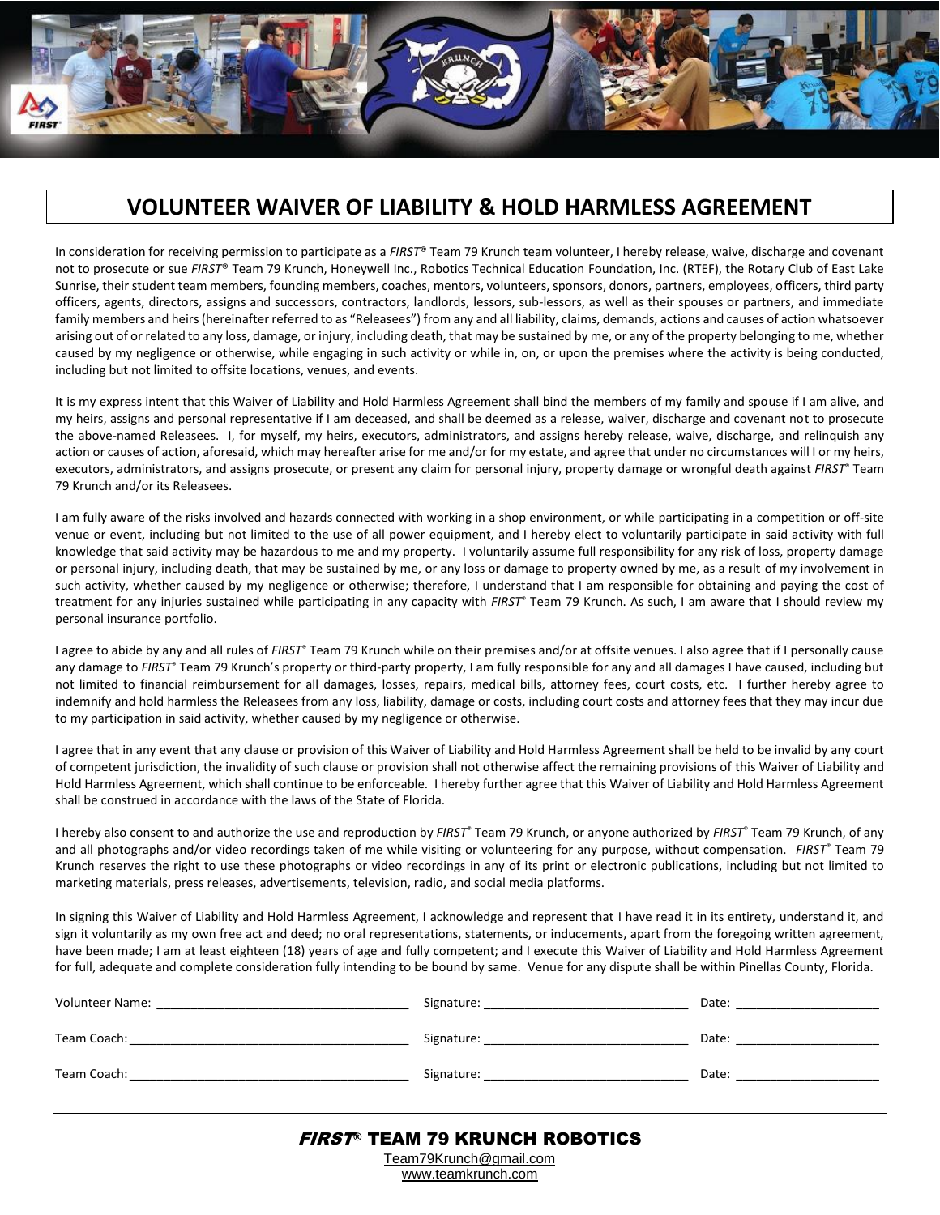# VOLUNTEER WAIVER OF LIABILITY & HOLD HARMLESS AGREEMENT

In consideration for receiving permission to participate as a *FIRST*® Team 79 Krunch team volunteer, I hereby release, waive, discharge and covenant not to prosecute or sue *FIRST*® Team 79 Krunch, Honeywell Inc., Robotics Technical Education Foundation, Inc. (RTEF), the Rotary Club of East Lake Sunrise, their student team members, founding members, coaches, mentors, volunteers, sponsors, donors, partners, employees, officers, third party officers, agents, directors, assigns and successors, contractors, landlords, lessors, sub-lessors, as well as their spouses or partners, and immediate family members and heirs (hereinafter referred to as "Releasees") from any and all liability, claims, demands, actions and causes of action whatsoever arising out of or related to any loss, damage, or injury, including death, that may be sustained by me, or any of the property belonging to me, whether caused by my negligence or otherwise, while engaging in such activity or while in, on, or upon the premises where the activity is being conducted, including but not limited to offsite locations, venues, and events.

It is my express intent that this Waiver of Liability and Hold Harmless Agreement shall bind the members of my family and spouse if I am alive, and my heirs, assigns and personal representative if I am deceased, and shall be deemed as a release, waiver, discharge and covenant not to prosecute the above-named Releasees. I, for myself, my heirs, executors, administrators, and assigns hereby release, waive, discharge, and relinquish any action or causes of action, aforesaid, which may hereafter arise for me and/or for my estate, and agree that under no circumstances will I or my heirs, executors, administrators, and assigns prosecute, or present any claim for personal injury, property damage or wrongful death against *FIRST*® Team 79 Krunch and/or its Releasees.

I am fully aware of the risks involved and hazards connected with working in a shop environment, or while participating in a competition or off-site venue or event, including but not limited to the use of all power equipment, and I hereby elect to voluntarily participate in said activity with full knowledge that said activity may be hazardous to me and my property. I voluntarily assume full responsibility for any risk of loss, property damage or personal injury, including death, that may be sustained by me, or any loss or damage to property owned by me, as a result of my involvement in such activity, whether caused by my negligence or otherwise; therefore, I understand that I am responsible for obtaining and paying the cost of treatment for any injuries sustained while participating in any capacity with *FIRST*® Team 79 Krunch. As such, I am aware that I should review my personal insurance portfolio.

I agree to abide by any and all rules of *FIRST*® Team 79 Krunch while on their premises and/or at offsite venues. I also agree that if I personally cause any damage to *FIRST*® Team 79 Krunch's property or third-party property, I am fully responsible for any and all damages I have caused, including but not limited to financial reimbursement for all damages, losses, repairs, medical bills, attorney fees, court costs, etc. I further hereby agree to indemnify and hold harmless the Releasees from any loss, liability, damage or costs, including court costs and attorney fees that they may incur due to my participation in said activity, whether caused by my negligence or otherwise.

I agree that in any event that any clause or provision of this Waiver of Liability and Hold Harmless Agreement shall be held to be invalid by any court of competent jurisdiction, the invalidity of such clause or provision shall not otherwise affect the remaining provisions of this Waiver of Liability and Hold Harmless Agreement, which shall continue to be enforceable. I hereby further agree that this Waiver of Liability and Hold Harmless Agreement shall be construed in accordance with the laws of the State of Florida.

I hereby also consent to and authorize the use and reproduction by *FIRST*® Team 79 Krunch, or anyone authorized by *FIRST*® Team 79 Krunch, of any and all photographs and/or video recordings taken of me while visiting or volunteering for any purpose, without compensation. *FIRST*® Team 79 Krunch reserves the right to use these photographs or video recordings in any of its print or electronic publications, including but not limited to marketing materials, press releases, advertisements, television, radio, and social media platforms.

In signing this Waiver of Liability and Hold Harmless Agreement, I acknowledge and represent that I have read it in its entirety, understand it, and sign it voluntarily as my own free act and deed; no oral representations, statements, or inducements, apart from the foregoing written agreement, have been made; I am at least eighteen (18) years of age and fully competent; and I execute this Waiver of Liability and Hold Harmless Agreement for full, adequate and complete consideration fully intending to be bound by same. Venue for any dispute shall be within Pinellas County, Florida.

Volunteer Name: ______________________ Signature: ______________________ Date: ______________

Team Coach: ______________________ Signature: ______________________ Date: ______________

Team Coach: ______________________ Signature: ______________________ Date: ______________

**_FIRST_® TEAM 79 KRUNCH ROBOTICS**

Team79Krunch@gmail.com

www.teamkrunch.com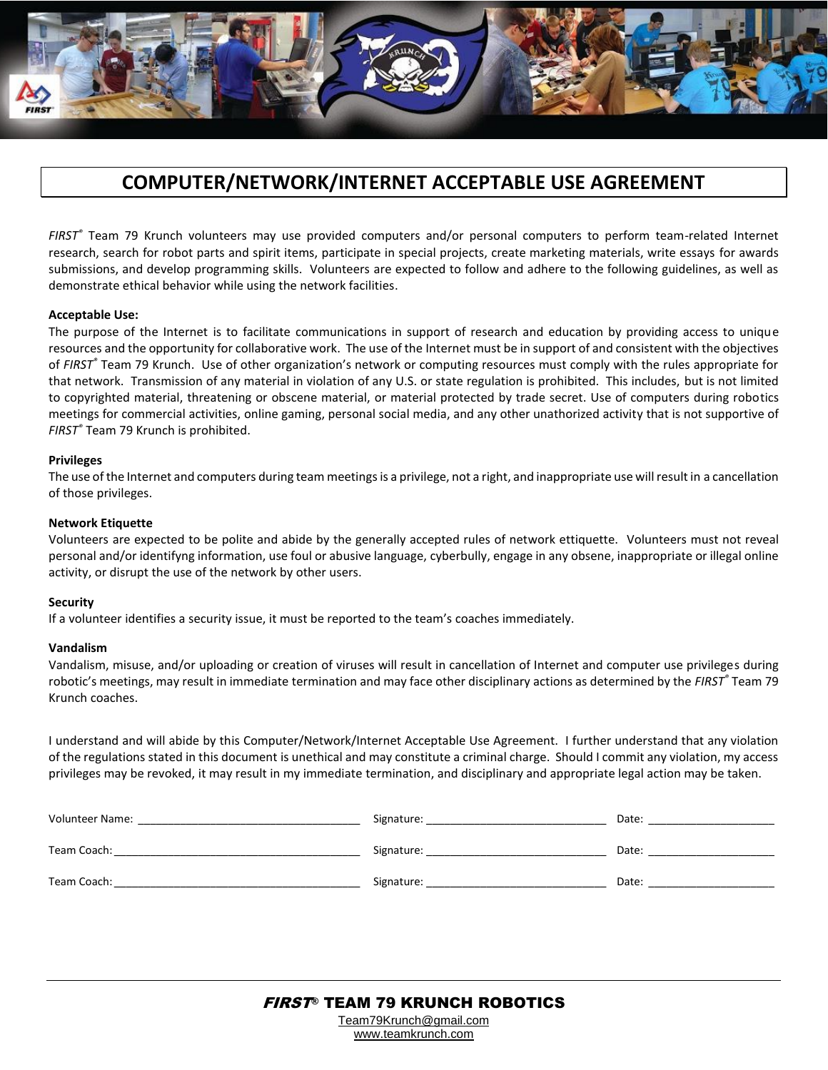# COMPUTER/NETWORK/INTERNET ACCEPTABLE USE AGREEMENT

*FIRST*® Team 79 Krunch volunteers may use provided computers and/or personal computers to perform team-related Internet research, search for robot parts and spirit items, participate in special projects, create marketing materials, write essays for awards submissions, and develop programming skills. Volunteers are expected to follow and adhere to the following guidelines, as well as demonstrate ethical behavior while using the network facilities.

**Acceptable Use:**
The purpose of the Internet is to facilitate communications in support of research and education by providing access to unique resources and the opportunity for collaborative work. The use of the Internet must be in support of and consistent with the objectives of *FIRST*® Team 79 Krunch. Use of other organization's network or computing resources must comply with the rules appropriate for that network. Transmission of any material in violation of any U.S. or state regulation is prohibited. This includes, but is not limited to copyrighted material, threatening or obscene material, or material protected by trade secret. Use of computers during robotics meetings for commercial activities, online gaming, personal social media, and any other unathorized activity that is not supportive of *FIRST*® Team 79 Krunch is prohibited.

**Privileges**
The use of the Internet and computers during team meetings is a privilege, not a right, and inappropriate use will result in a cancellation of those privileges.

**Network Etiquette**
Volunteers are expected to be polite and abide by the generally accepted rules of network ettiquette. Volunteers must not reveal personal and/or identifyng information, use foul or abusive language, cyberbully, engage in any obsene, inappropriate or illegal online activity, or disrupt the use of the network by other users.

**Security**
If a volunteer identifies a security issue, it must be reported to the team's coaches immediately.

**Vandalism**
Vandalism, misuse, and/or uploading or creation of viruses will result in cancellation of Internet and computer use privileges during robotic's meetings, may result in immediate termination and may face other disciplinary actions as determined by the *FIRST*® Team 79 Krunch coaches.

I understand and will abide by this Computer/Network/Internet Acceptable Use Agreement. I further understand that any violation of the regulations stated in this document is unethical and may constitute a criminal charge. Should I commit any violation, my access privileges may be revoked, it may result in my immediate termination, and disciplinary and appropriate legal action may be taken.

Volunteer Name: ______________________ Signature: ______________________ Date: ______________

Team Coach: ______________________ Signature: ______________________ Date: ______________

Team Coach: ______________________ Signature: ______________________ Date: ______________

***FIRST*® TEAM 79 KRUNCH ROBOTICS**
Team79Krunch@gmail.com
www.teamkrunch.com